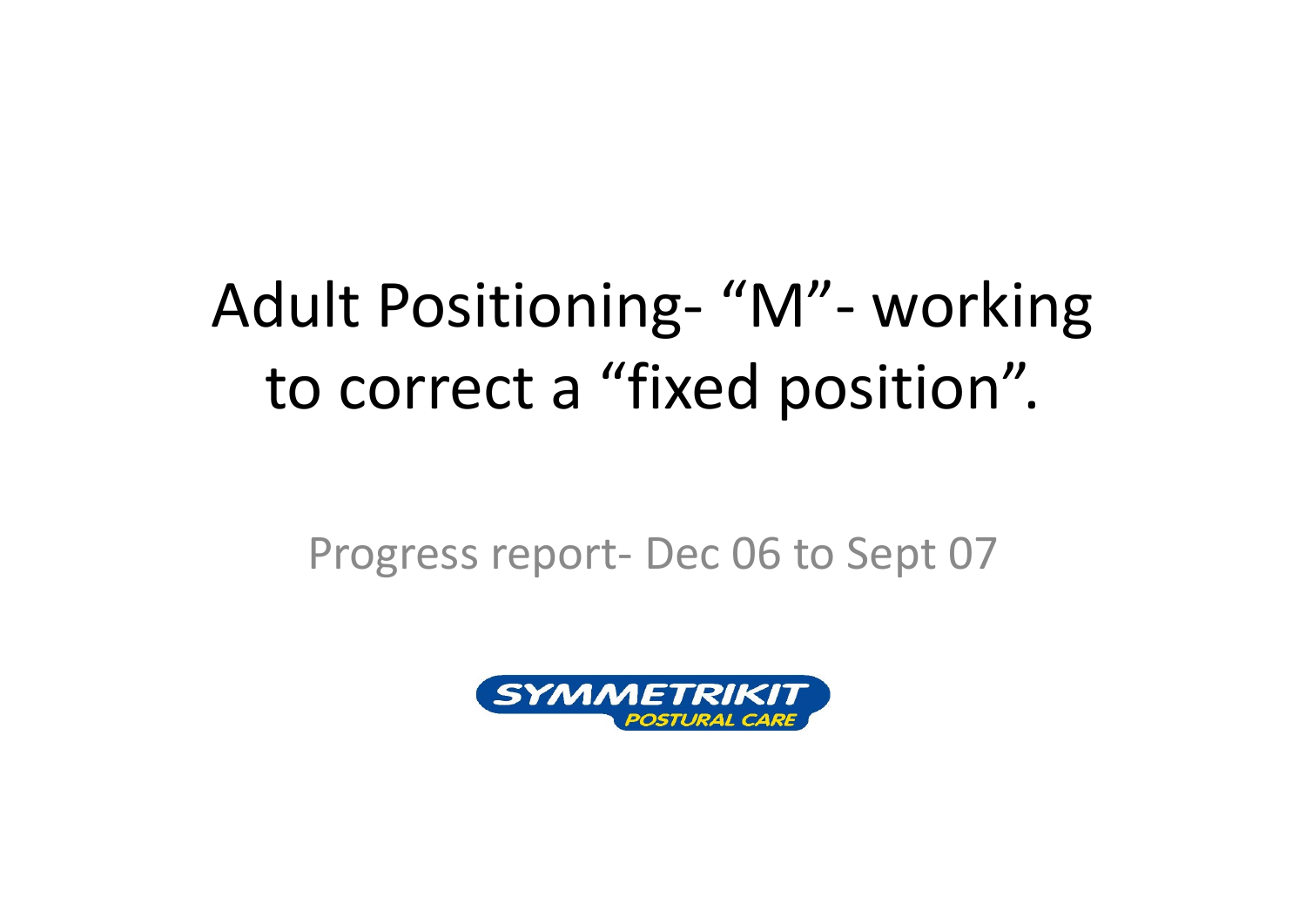# Adult Positioning- “M”- working to correct a “fixed position”.

Progress report- Dec 06 to Sept 07

SYMMETRIKIT
POSTURAL CARE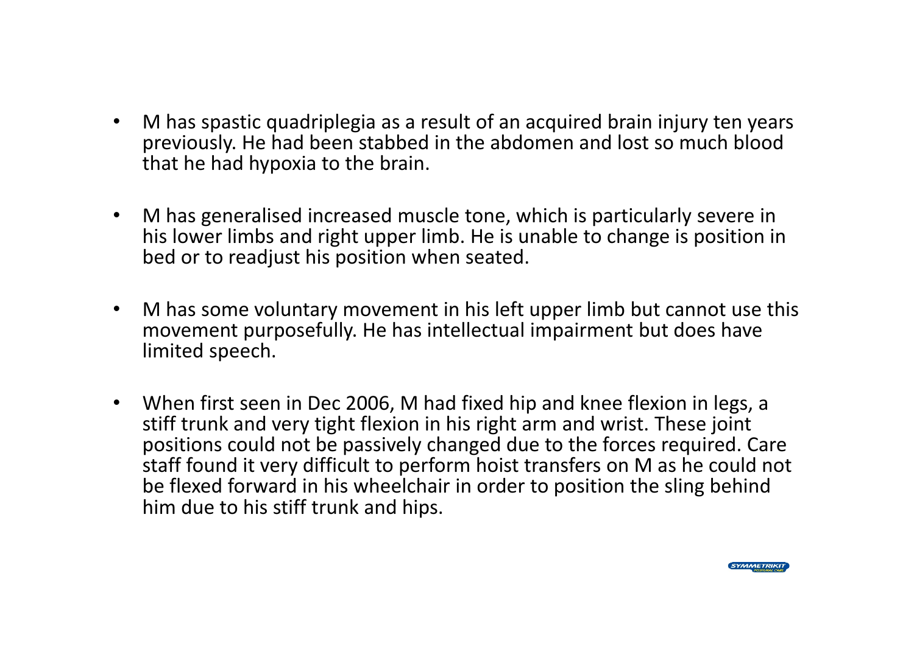- M has spastic quadriplegia as a result of an acquired brain injury ten years previously. He had been stabbed in the abdomen and lost so much blood that he had hypoxia to the brain.

- M has generalised increased muscle tone, which is particularly severe in his lower limbs and right upper limb. He is unable to change is position in bed or to readjust his position when seated.

- M has some voluntary movement in his left upper limb but cannot use this movement purposefully. He has intellectual impairment but does have limited speech.

- When first seen in Dec 2006, M had fixed hip and knee flexion in legs, a stiff trunk and very tight flexion in his right arm and wrist. These joint positions could not be passively changed due to the forces required. Care staff found it very difficult to perform hoist transfers on M as he could not be flexed forward in his wheelchair in order to position the sling behind him due to his stiff trunk and hips.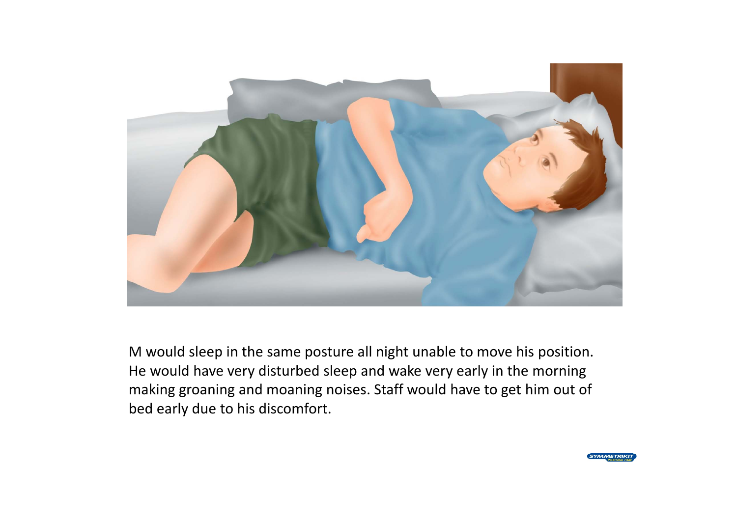M would sleep in the same posture all night unable to move his position. He would have very disturbed sleep and wake very early in the morning making groaning and moaning noises. Staff would have to get him out of bed early due to his discomfort.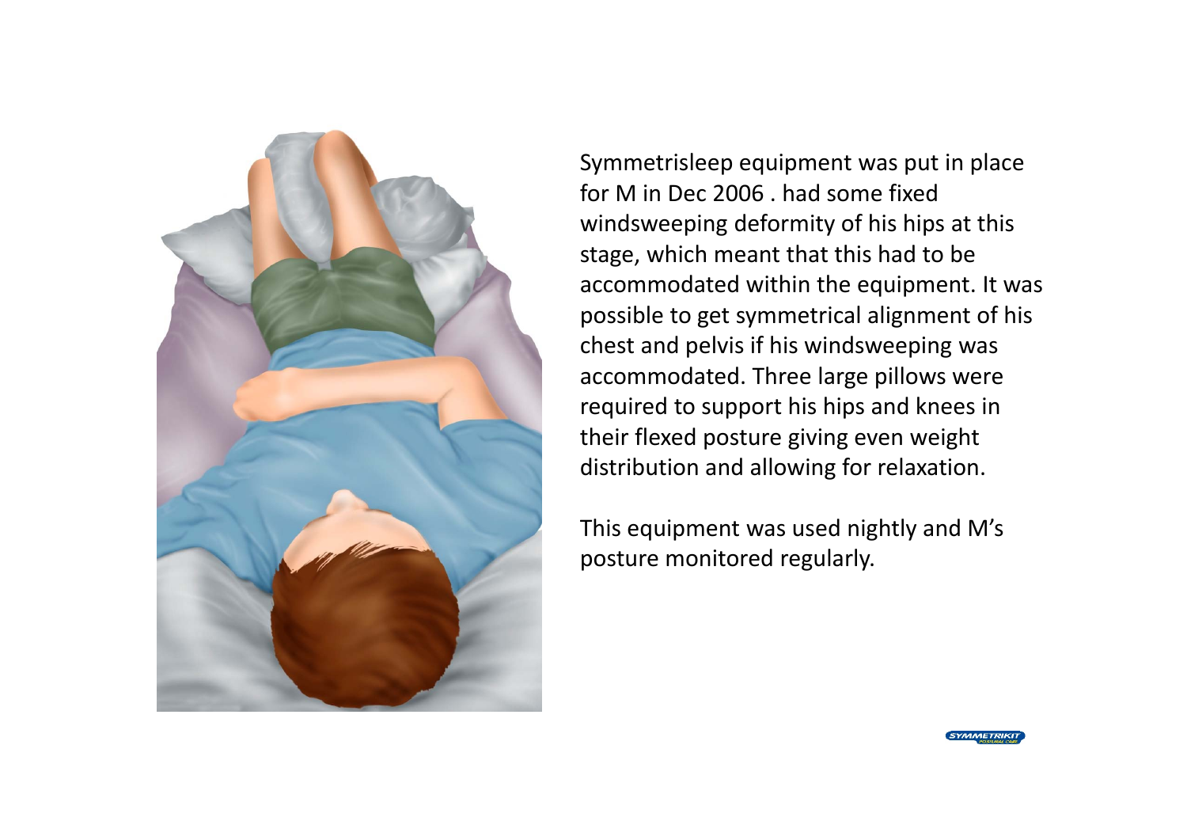Symmetrisleep equipment was put in place for M in Dec 2006 . had some fixed windsweeping deformity of his hips at this stage, which meant that this had to be accommodated within the equipment. It was possible to get symmetrical alignment of his chest and pelvis if his windsweeping was accommodated. Three large pillows were required to support his hips and knees in their flexed posture giving even weight distribution and allowing for relaxation.

This equipment was used nightly and M's posture monitored regularly.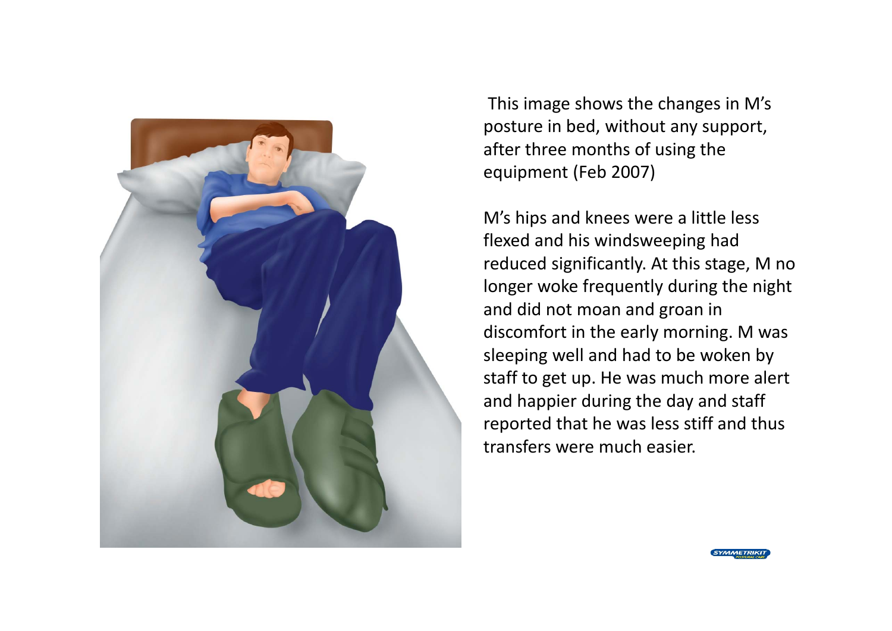This image shows the changes in M's posture in bed, without any support, after three months of using the equipment (Feb 2007)

M's hips and knees were a little less flexed and his windsweeping had reduced significantly. At this stage, M no longer woke frequently during the night and did not moan and groan in discomfort in the early morning. M was sleeping well and had to be woken by staff to get up. He was much more alert and happier during the day and staff reported that he was less stiff and thus transfers were much easier.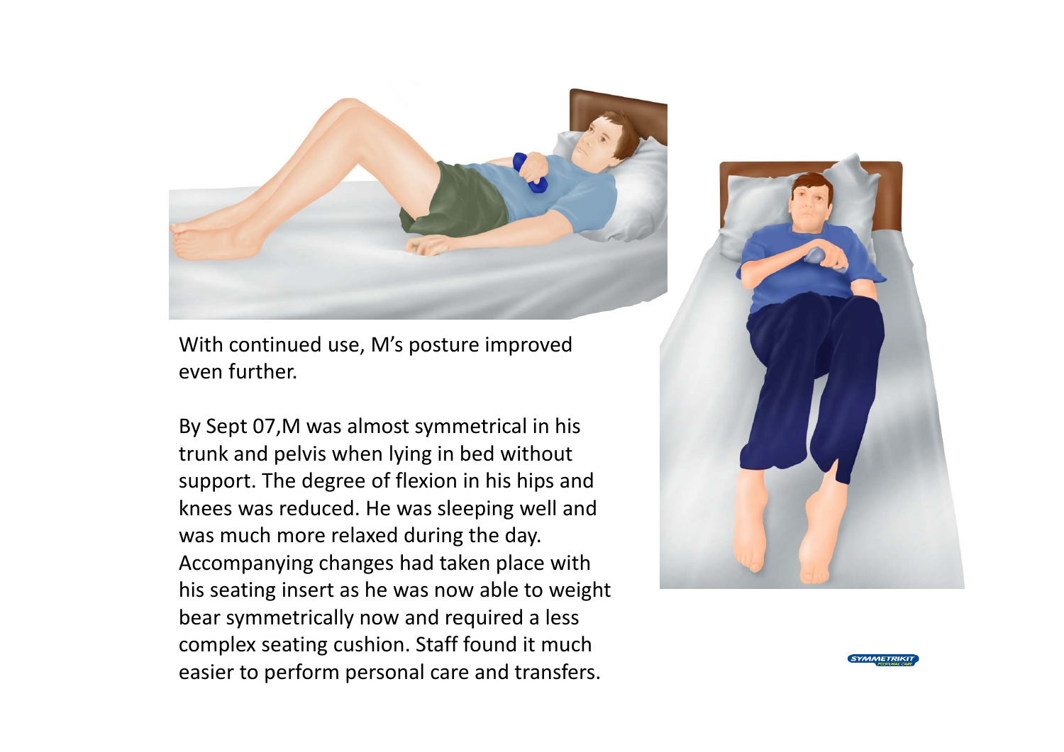With continued use, M's posture improved even further.

By Sept 07,M was almost symmetrical in his trunk and pelvis when lying in bed without support. The degree of flexion in his hips and knees was reduced. He was sleeping well and was much more relaxed during the day. Accompanying changes had taken place with his seating insert as he was now able to weight bear symmetrically now and required a less complex seating cushion. Staff found it much easier to perform personal care and transfers.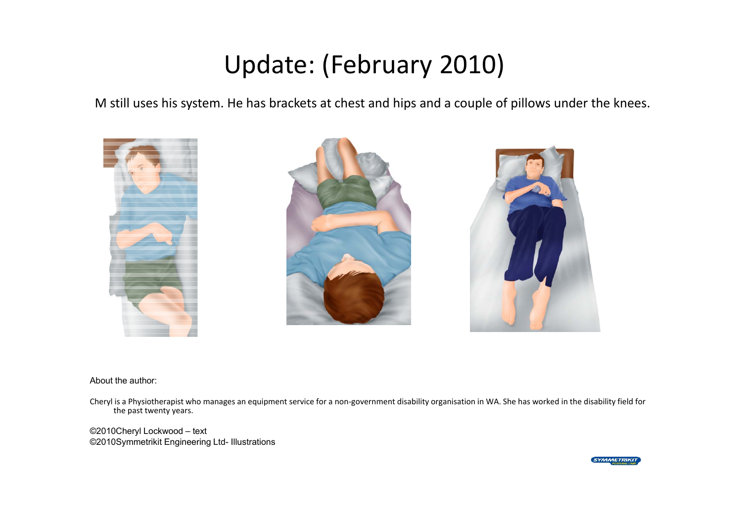# Update: (February 2010)

M still uses his system. He has brackets at chest and hips and a couple of pillows under the knees.

About the author:

Cheryl is a Physiotherapist who manages an equipment service for a non-government disability organisation in WA. She has worked in the disability field for the past twenty years.

©2010Cheryl Lockwood – text
©2010Symmetrikit Engineering Ltd- Illustrations